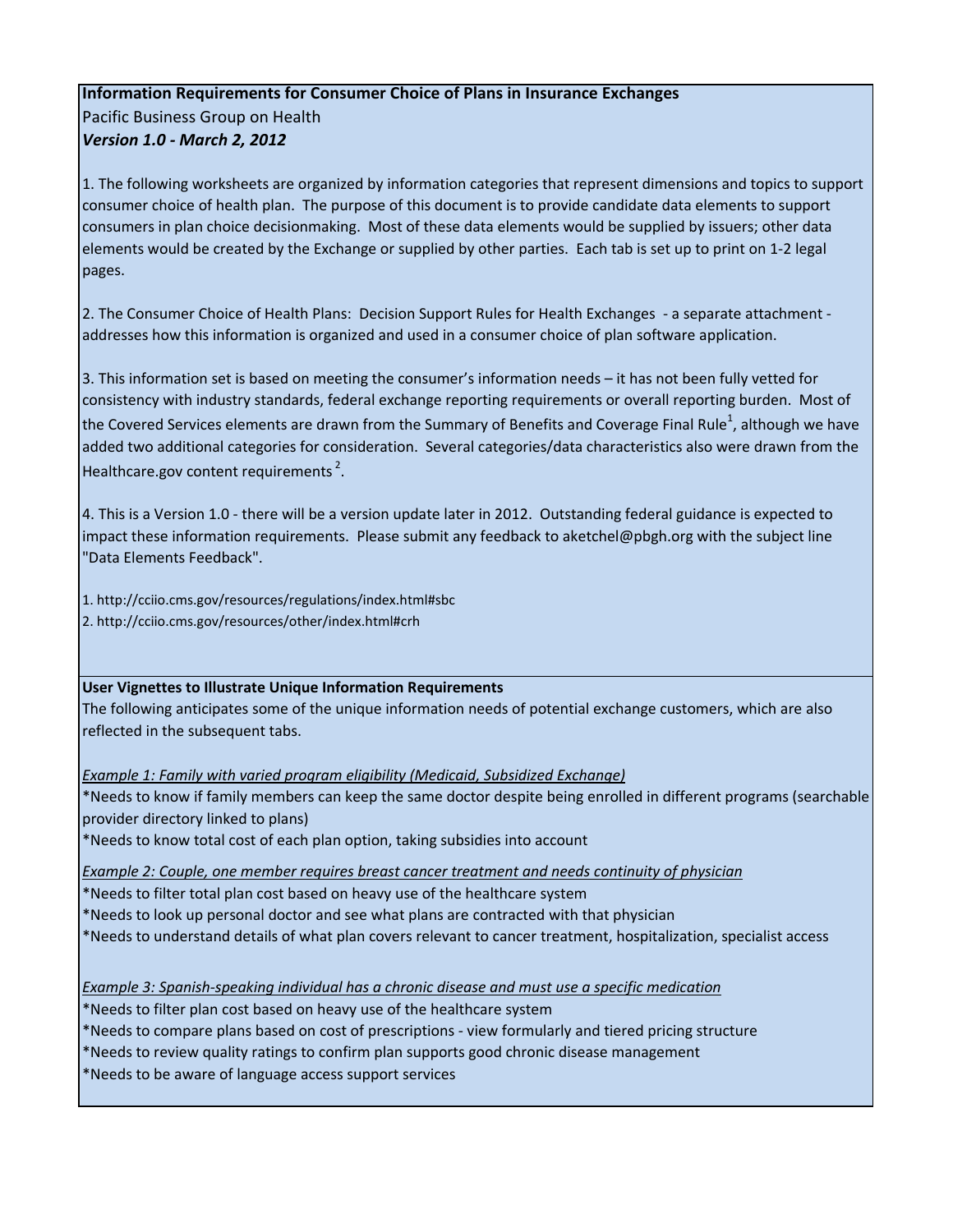**Information Requirements for Consumer Choice of Plans in Insurance Exchanges**

Pacific Business Group on Health

***Version 1.0 - March 2, 2012***

1. The following worksheets are organized by information categories that represent dimensions and topics to support consumer choice of health plan. The purpose of this document is to provide candidate data elements to support consumers in plan choice decisionmaking. Most of these data elements would be supplied by issuers; other data elements would be created by the Exchange or supplied by other parties. Each tab is set up to print on 1-2 legal pages.

2. The Consumer Choice of Health Plans: Decision Support Rules for Health Exchanges - a separate attachment - addresses how this information is organized and used in a consumer choice of plan software application.

3. This information set is based on meeting the consumer's information needs – it has not been fully vetted for consistency with industry standards, federal exchange reporting requirements or overall reporting burden. Most of the Covered Services elements are drawn from the Summary of Benefits and Coverage Final Rule[1], although we have added two additional categories for consideration. Several categories/data characteristics also were drawn from the Healthcare.gov content requirements [2].

4. This is a Version 1.0 - there will be a version update later in 2012. Outstanding federal guidance is expected to impact these information requirements. Please submit any feedback to aketchel@pbgh.org with the subject line "Data Elements Feedback".

1. http://cciio.cms.gov/resources/regulations/index.html#sbc
2. http://cciio.cms.gov/resources/other/index.html#crh

**User Vignettes to Illustrate Unique Information Requirements**

The following anticipates some of the unique information needs of potential exchange customers, which are also reflected in the subsequent tabs.

*Example 1: Family with varied program eligibility (Medicaid, Subsidized Exchange)*

*Needs to know if family members can keep the same doctor despite being enrolled in different programs (searchable provider directory linked to plans)
*Needs to know total cost of each plan option, taking subsidies into account

*Example 2: Couple, one member requires breast cancer treatment and needs continuity of physician*

*Needs to filter total plan cost based on heavy use of the healthcare system
*Needs to look up personal doctor and see what plans are contracted with that physician
*Needs to understand details of what plan covers relevant to cancer treatment, hospitalization, specialist access

*Example 3: Spanish-speaking individual has a chronic disease and must use a specific medication*

*Needs to filter plan cost based on heavy use of the healthcare system
*Needs to compare plans based on cost of prescriptions - view formularly and tiered pricing structure
*Needs to review quality ratings to confirm plan supports good chronic disease management
*Needs to be aware of language access support services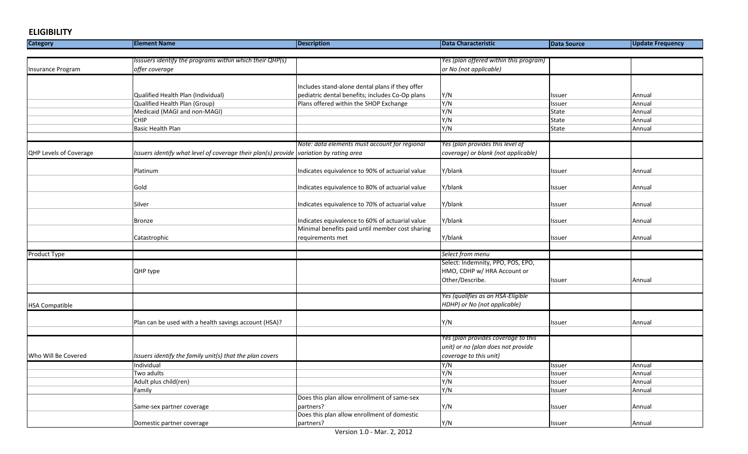## ELIGIBILITY

| Category | Element Name | Description | Data Characteristic | Data Source | Update Frequency |
|---|---|---|---|---|---|
| Insurance Program | *Isssuers identify the programs within which their QHP(s) offer coverage* | | *Yes (plan offered within this program) or No (not applicable)* | | |
| | Qualified Health Plan (Individual) | Includes stand-alone dental plans if they offer pediatric dental benefits; includes Co-Op plans | Y/N | Issuer | Annual |
| | Qualified Health Plan (Group) | Plans offered within the SHOP Exchange | Y/N | Issuer | Annual |
| | Medicaid (MAGI and non-MAGI) | | Y/N | State | Annual |
| | CHIP | | Y/N | State | Annual |
| | Basic Health Plan | | Y/N | State | Annual |
| QHP Levels of Coverage | *Issuers identify what level of coverage their plan(s) provide* | *Note: data elements must account for regional variation by rating area* | *Yes (plan provides this level of coverage) or blank (not applicable)* | | |
| | Platinum | Indicates equivalence to 90% of actuarial value | Y/blank | Issuer | Annual |
| | Gold | Indicates equivalence to 80% of actuarial value | Y/blank | Issuer | Annual |
| | Silver | Indicates equivalence to 70% of actuarial value | Y/blank | Issuer | Annual |
| | Bronze | Indicates equivalence to 60% of actuarial value | Y/blank | Issuer | Annual |
| | Catastrophic | Minimal benefits paid until member cost sharing requirements met | Y/blank | Issuer | Annual |
| Product Type | | | *Select from menu* | | |
| | QHP type | | Select: Indemnity, PPO, POS, EPO, HMO, CDHP w/ HRA Account or Other/Describe. | Issuer | Annual |
| HSA Compatible | | | *Yes (qualifies as an HSA-Eligible HDHP) or No (not applicable)* | | |
| | Plan can be used with a health savings account (HSA)? | | Y/N | Issuer | Annual |
| Who Will Be Covered | *Issuers identify the family unit(s) that the plan covers* | | *Yes (plan provides coverage to this unit) or no (plan does not provide coverage to this unit)* | | |
| | Individual | | Y/N | Issuer | Annual |
| | Two adults | | Y/N | Issuer | Annual |
| | Adult plus child(ren) | | Y/N | Issuer | Annual |
| | Family | | Y/N | Issuer | Annual |
| | Same-sex partner coverage | Does this plan allow enrollment of same-sex partners? | Y/N | Issuer | Annual |
| | Domestic partner coverage | Does this plan allow enrollment of domestic partners? | Y/N | Issuer | Annual |

Version 1.0 - Mar. 2, 2012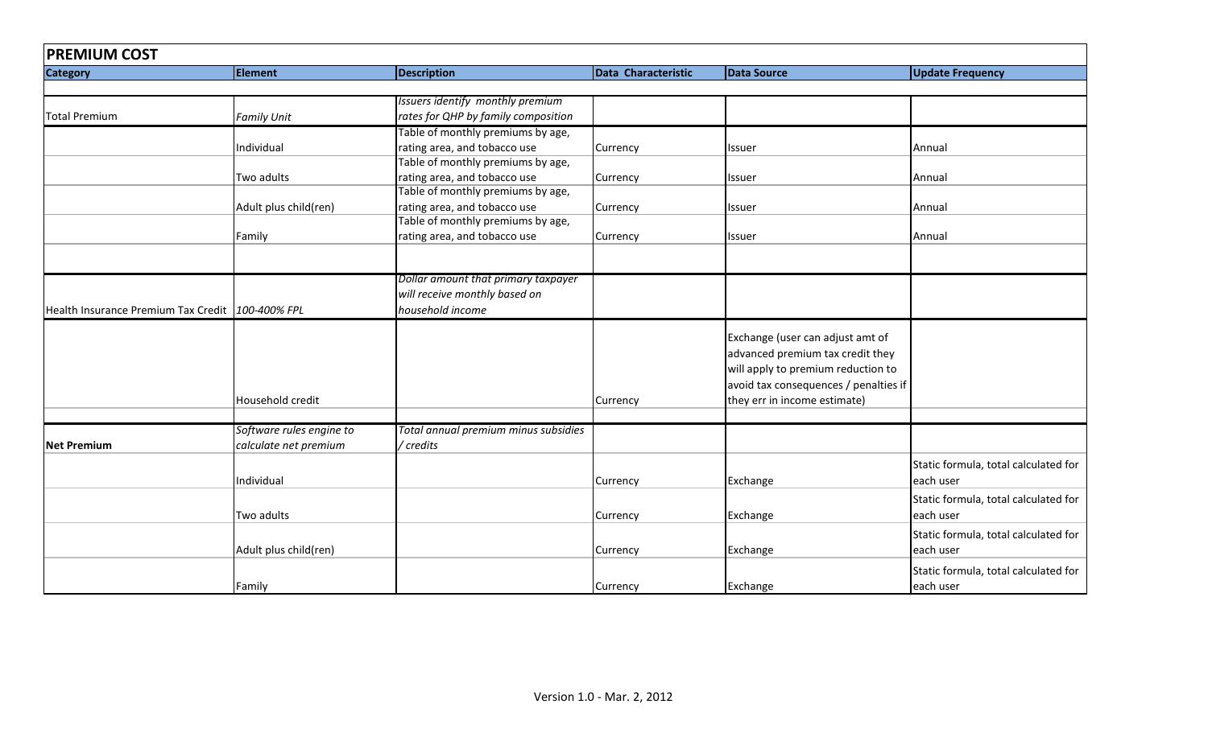## PREMIUM COST

| Category | Element | Description | Data Characteristic | Data Source | Update Frequency |
|---|---|---|---|---|---|
| | | | | | |
| Total Premium | *Family Unit* | *Issuers identify monthly premium rates for QHP by family composition* | | | |
| | Individual | Table of monthly premiums by age, rating area, and tobacco use | Currency | Issuer | Annual |
| | Two adults | Table of monthly premiums by age, rating area, and tobacco use | Currency | Issuer | Annual |
| | Adult plus child(ren) | Table of monthly premiums by age, rating area, and tobacco use | Currency | Issuer | Annual |
| | Family | Table of monthly premiums by age, rating area, and tobacco use | Currency | Issuer | Annual |
| | | | | | |
| Health Insurance Premium Tax Credit | *100-400% FPL* | *Dollar amount that primary taxpayer will receive monthly based on household income* | | | |
| | Household credit | | Currency | Exchange (user can adjust amt of advanced premium tax credit they will apply to premium reduction to avoid tax consequences / penalties if they err in income estimate) | |
| | | | | | |
| **Net Premium** | *Software rules engine to calculate net premium* | *Total annual premium minus subsidies / credits* | | | |
| | Individual | | Currency | Exchange | Static formula, total calculated for each user |
| | Two adults | | Currency | Exchange | Static formula, total calculated for each user |
| | Adult plus child(ren) | | Currency | Exchange | Static formula, total calculated for each user |
| | Family | | Currency | Exchange | Static formula, total calculated for each user |

Version 1.0 - Mar. 2, 2012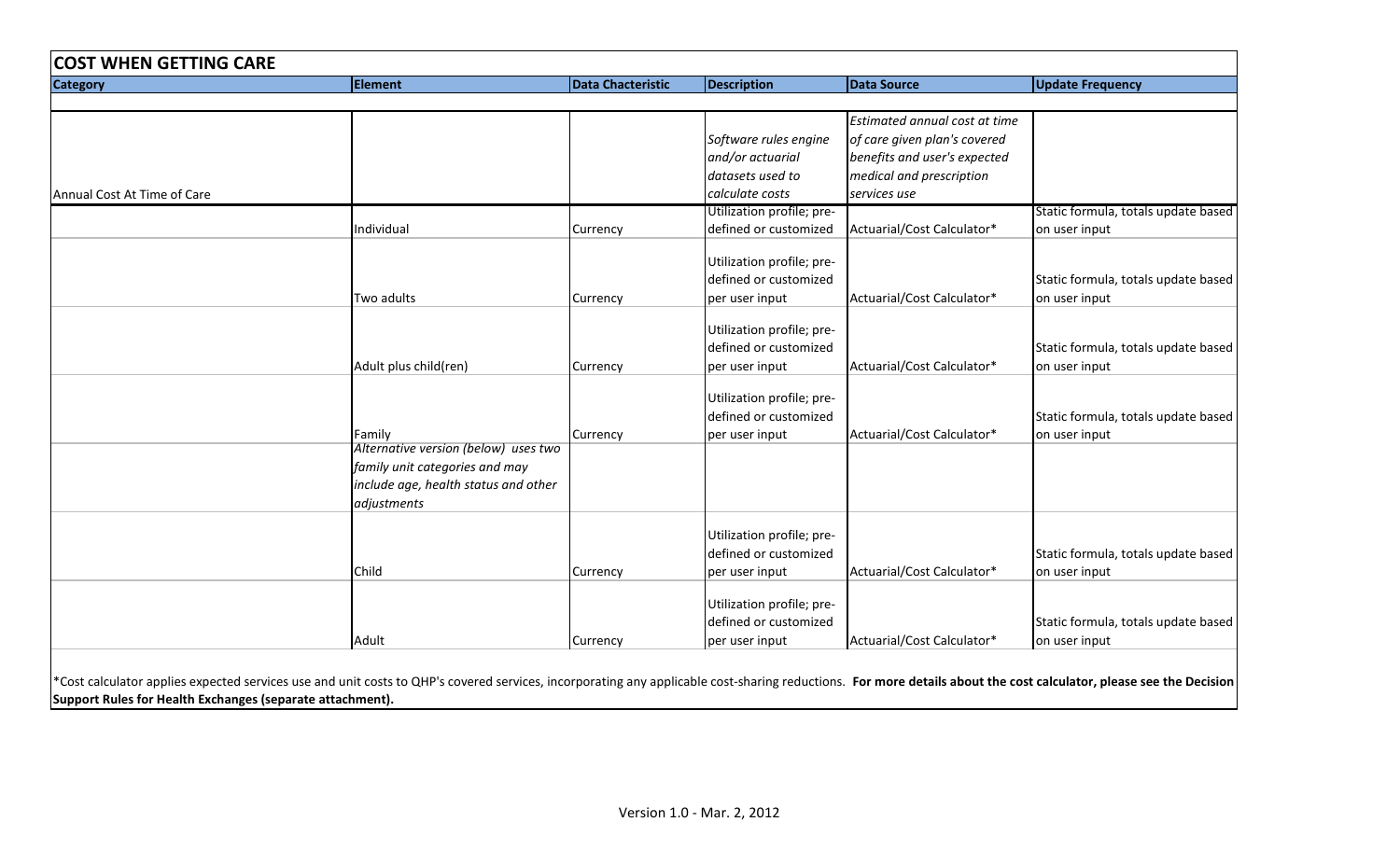## COST WHEN GETTING CARE

| Category | Element | Data Chacteristic | Description | Data Source | Update Frequency |
|---|---|---|---|---|---|
| Annual Cost At Time of Care | | | *Software rules engine and/or actuarial datasets used to calculate costs* | *Estimated annual cost at time of care given plan's covered benefits and user's expected medical and prescription services use* | |
| | Individual | Currency | Utilization profile; pre-defined or customized | Actuarial/Cost Calculator* | Static formula, totals update based on user input |
| | Two adults | Currency | Utilization profile; pre-defined or customized per user input | Actuarial/Cost Calculator* | Static formula, totals update based on user input |
| | Adult plus child(ren) | Currency | Utilization profile; pre-defined or customized per user input | Actuarial/Cost Calculator* | Static formula, totals update based on user input |
| | Family | Currency | Utilization profile; pre-defined or customized per user input | Actuarial/Cost Calculator* | Static formula, totals update based on user input |
| | *Alternative version (below) uses two family unit categories and may include age, health status and other adjustments* | | | | |
| | Child | Currency | Utilization profile; pre-defined or customized per user input | Actuarial/Cost Calculator* | Static formula, totals update based on user input |
| | Adult | Currency | Utilization profile; pre-defined or customized per user input | Actuarial/Cost Calculator* | Static formula, totals update based on user input |

*Cost calculator applies expected services use and unit costs to QHP's covered services, incorporating any applicable cost-sharing reductions. **For more details about the cost calculator, please see the Decision Support Rules for Health Exchanges (separate attachment).**

Version 1.0 - Mar. 2, 2012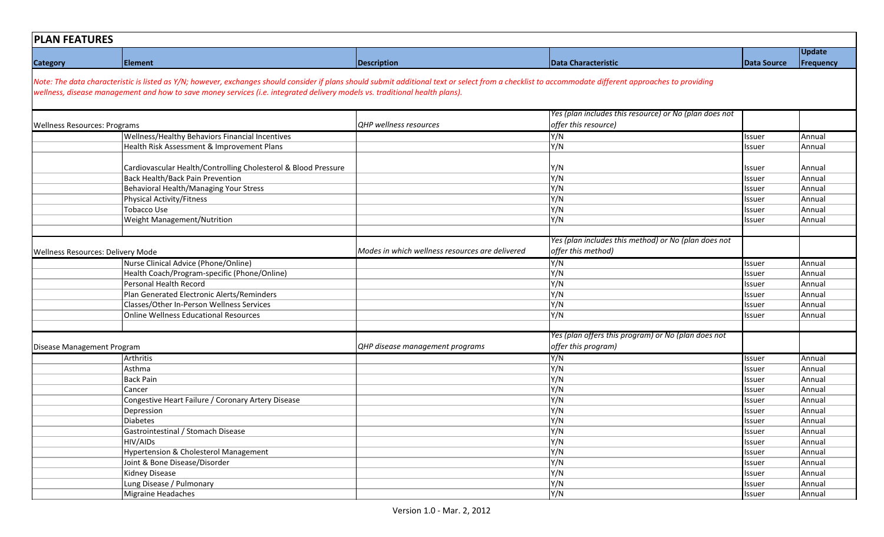## PLAN FEATURES

| Category | Element | Description | Data Characteristic | Data Source | Update Frequency |
|---|---|---|---|---|---|
| *Note: The data characteristic is listed as Y/N; however, exchanges should consider if plans should submit additional text or select from a checklist to accommodate different approaches to providing wellness, disease management and how to save money services (i.e. integrated delivery models vs. traditional health plans).* | | | | | |
| Wellness Resources: Programs | | *QHP wellness resources* | *Yes (plan includes this resource) or No (plan does not offer this resource)* | | |
| | Wellness/Healthy Behaviors Financial Incentives | | Y/N | Issuer | Annual |
| | Health Risk Assessment & Improvement Plans | | Y/N | Issuer | Annual |
| | Cardiovascular Health/Controlling Cholesterol & Blood Pressure | | Y/N | Issuer | Annual |
| | Back Health/Back Pain Prevention | | Y/N | Issuer | Annual |
| | Behavioral Health/Managing Your Stress | | Y/N | Issuer | Annual |
| | Physical Activity/Fitness | | Y/N | Issuer | Annual |
| | Tobacco Use | | Y/N | Issuer | Annual |
| | Weight Management/Nutrition | | Y/N | Issuer | Annual |
| | | | | | |
| Wellness Resources: Delivery Mode | | *Modes in which wellness resources are delivered* | *Yes (plan includes this method) or No (plan does not offer this method)* | | |
| | Nurse Clinical Advice (Phone/Online) | | Y/N | Issuer | Annual |
| | Health Coach/Program-specific (Phone/Online) | | Y/N | Issuer | Annual |
| | Personal Health Record | | Y/N | Issuer | Annual |
| | Plan Generated Electronic Alerts/Reminders | | Y/N | Issuer | Annual |
| | Classes/Other In-Person Wellness Services | | Y/N | Issuer | Annual |
| | Online Wellness Educational Resources | | Y/N | Issuer | Annual |
| | | | | | |
| Disease Management Program | | *QHP disease management programs* | *Yes (plan offers this program) or No (plan does not offer this program)* | | |
| | Arthritis | | Y/N | Issuer | Annual |
| | Asthma | | Y/N | Issuer | Annual |
| | Back Pain | | Y/N | Issuer | Annual |
| | Cancer | | Y/N | Issuer | Annual |
| | Congestive Heart Failure / Coronary Artery Disease | | Y/N | Issuer | Annual |
| | Depression | | Y/N | Issuer | Annual |
| | Diabetes | | Y/N | Issuer | Annual |
| | Gastrointestinal / Stomach Disease | | Y/N | Issuer | Annual |
| | HIV/AIDs | | Y/N | Issuer | Annual |
| | Hypertension & Cholesterol Management | | Y/N | Issuer | Annual |
| | Joint & Bone Disease/Disorder | | Y/N | Issuer | Annual |
| | Kidney Disease | | Y/N | Issuer | Annual |
| | Lung Disease / Pulmonary | | Y/N | Issuer | Annual |
| | Migraine Headaches | | Y/N | Issuer | Annual |

Version 1.0 - Mar. 2, 2012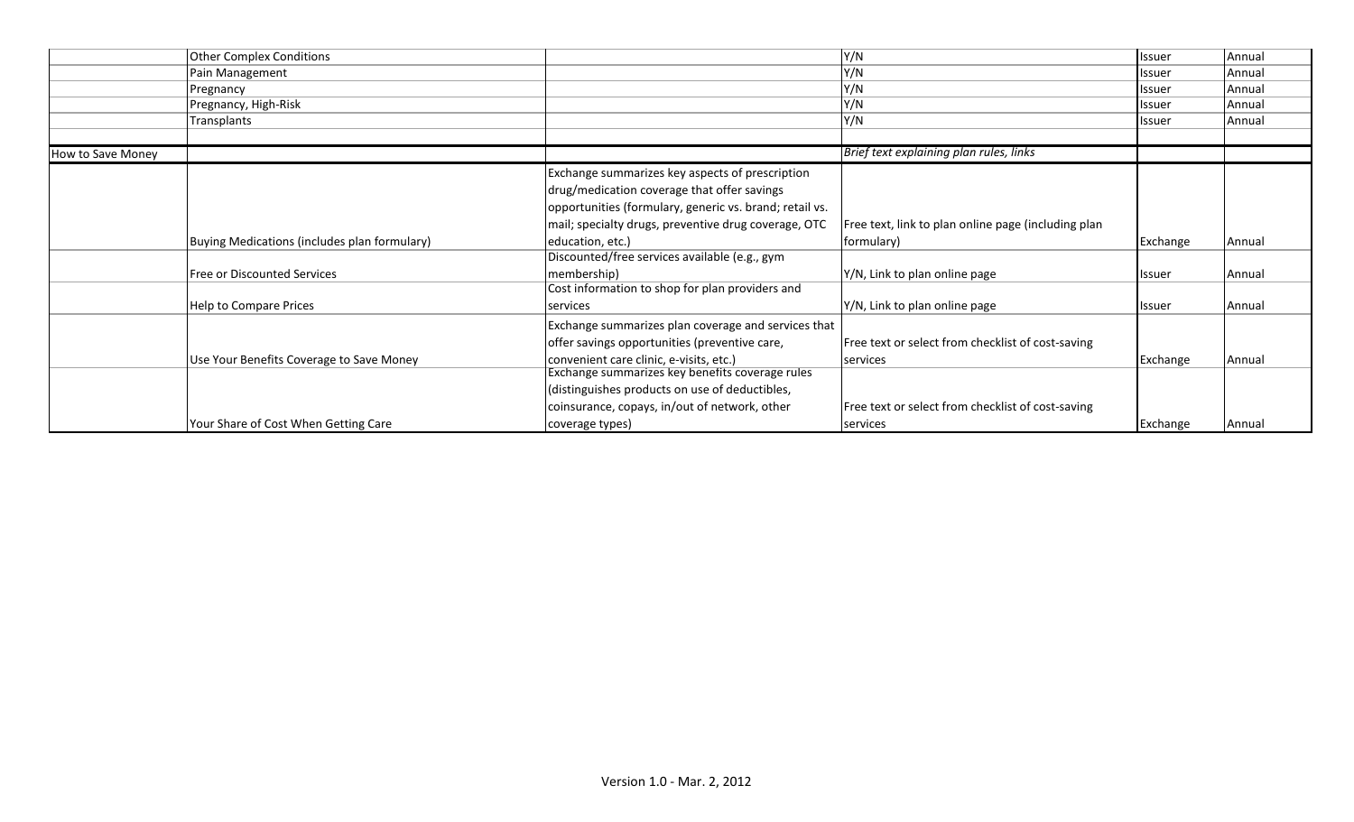| | | | | | |
|---|---|---|---|---|---|
| | Other Complex Conditions | | Y/N | Issuer | Annual |
| | Pain Management | | Y/N | Issuer | Annual |
| | Pregnancy | | Y/N | Issuer | Annual |
| | Pregnancy, High-Risk | | Y/N | Issuer | Annual |
| | Transplants | | Y/N | Issuer | Annual |
| | | | | | |
| How to Save Money | | | *Brief text explaining plan rules, links* | | |
| | Buying Medications (includes plan formulary) | Exchange summarizes key aspects of prescription drug/medication coverage that offer savings opportunities (formulary, generic vs. brand; retail vs. mail; specialty drugs, preventive drug coverage, OTC education, etc.) | Free text, link to plan online page (including plan formulary) | Exchange | Annual |
| | Free or Discounted Services | Discounted/free services available (e.g., gym membership) | Y/N, Link to plan online page | Issuer | Annual |
| | Help to Compare Prices | Cost information to shop for plan providers and services | Y/N, Link to plan online page | Issuer | Annual |
| | Use Your Benefits Coverage to Save Money | Exchange summarizes plan coverage and services that offer savings opportunities (preventive care, convenient care clinic, e-visits, etc.) | Free text or select from checklist of cost-saving services | Exchange | Annual |
| | Your Share of Cost When Getting Care | Exchange summarizes key benefits coverage rules (distinguishes products on use of deductibles, coinsurance, copays, in/out of network, other coverage types) | Free text or select from checklist of cost-saving services | Exchange | Annual |

Version 1.0 - Mar. 2, 2012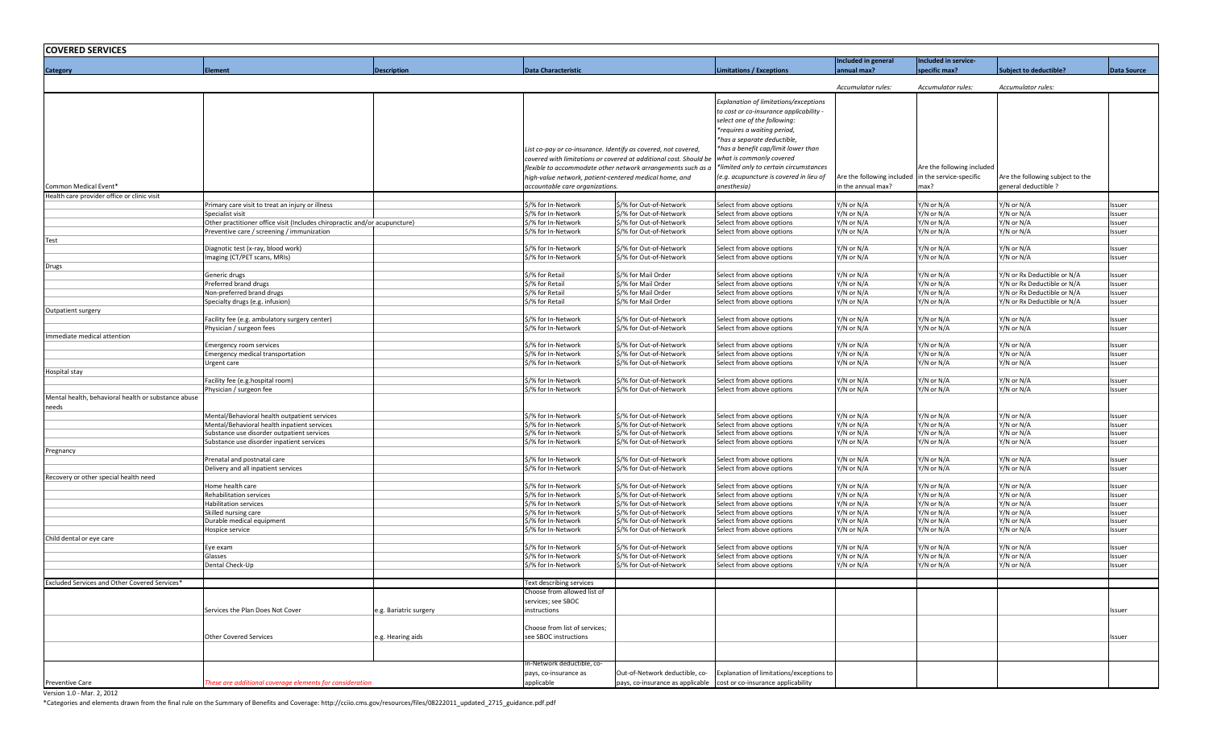## COVERED SERVICES

| Category | Element | Description | Data Characteristic | | Limitations / Exceptions | Included in general annual max? | Included in service-specific max? | Subject to deductible? | Data Source |
|---|---|---|---|---|---|---|---|---|---|
| | | | | | | *Accumulator rules:* | *Accumulator rules:* | *Accumulator rules:* | |
| Common Medical Event* | | | *List co-pay or co-insurance. Identify as covered, not covered, covered with limitations or covered at additional cost. Should be flexible to accommodate other network arrangements such as a high-value network, patient-centered medical home, and accountable care organizations.* | | *Explanation of limitations/exceptions to cost or co-insurance applicability - select one of the following: *requires a waiting period, *has a separate deductible, *has a benefit cap/limit lower than what is commonly covered *limited only to certain circumstances (e.g. acupuncture is covered in lieu of anesthesia)* | Are the following included in the annual max? | Are the following included in the service-specific max? | Are the following subject to the general deductible ? | |
| Health care provider office or clinic visit | | | | | | | | | |
| | Primary care visit to treat an injury or illness | | $/% for In-Network | $/% for Out-of-Network | Select from above options | Y/N or N/A | Y/N or N/A | Y/N or N/A | Issuer |
| | Specialist visit | | $/% for In-Network | $/% for Out-of-Network | Select from above options | Y/N or N/A | Y/N or N/A | Y/N or N/A | Issuer |
| | Other practitioner office visit (Includes chiropractic and/or acupuncture) | | $/% for In-Network | $/% for Out-of-Network | Select from above options | Y/N or N/A | Y/N or N/A | Y/N or N/A | Issuer |
| | Preventive care / screening / immunization | | $/% for In-Network | $/% for Out-of-Network | Select from above options | Y/N or N/A | Y/N or N/A | Y/N or N/A | Issuer |
| Test | | | | | | | | | |
| | Diagnotic test (x-ray, blood work) | | $/% for In-Network | $/% for Out-of-Network | Select from above options | Y/N or N/A | Y/N or N/A | Y/N or N/A | Issuer |
| | Imaging (CT/PET scans, MRIs) | | $/% for In-Network | $/% for Out-of-Network | Select from above options | Y/N or N/A | Y/N or N/A | Y/N or N/A | Issuer |
| Drugs | | | | | | | | | |
| | Generic drugs | | $/% for Retail | $/% for Mail Order | Select from above options | Y/N or N/A | Y/N or N/A | Y/N or Rx Deductible or N/A | Issuer |
| | Preferred brand drugs | | $/% for Retail | $/% for Mail Order | Select from above options | Y/N or N/A | Y/N or N/A | Y/N or Rx Deductible or N/A | Issuer |
| | Non-preferred brand drugs | | $/% for Retail | $/% for Mail Order | Select from above options | Y/N or N/A | Y/N or N/A | Y/N or Rx Deductible or N/A | Issuer |
| | Specialty drugs (e.g. infusion) | | $/% for Retail | $/% for Mail Order | Select from above options | Y/N or N/A | Y/N or N/A | Y/N or Rx Deductible or N/A | Issuer |
| Outpatient surgery | | | | | | | | | |
| | Facility fee (e.g. ambulatory surgery center) | | $/% for In-Network | $/% for Out-of-Network | Select from above options | Y/N or N/A | Y/N or N/A | Y/N or N/A | Issuer |
| | Physician / surgeon fees | | $/% for In-Network | $/% for Out-of-Network | Select from above options | Y/N or N/A | Y/N or N/A | Y/N or N/A | Issuer |
| Immediate medical attention | | | | | | | | | |
| | Emergency room services | | $/% for In-Network | $/% for Out-of-Network | Select from above options | Y/N or N/A | Y/N or N/A | Y/N or N/A | Issuer |
| | Emergency medical transportation | | $/% for In-Network | $/% for Out-of-Network | Select from above options | Y/N or N/A | Y/N or N/A | Y/N or N/A | Issuer |
| | Urgent care | | $/% for In-Network | $/% for Out-of-Network | Select from above options | Y/N or N/A | Y/N or N/A | Y/N or N/A | Issuer |
| Hospital stay | | | | | | | | | |
| | Facility fee (e.g.hospital room) | | $/% for In-Network | $/% for Out-of-Network | Select from above options | Y/N or N/A | Y/N or N/A | Y/N or N/A | Issuer |
| | Physician / surgeon fee | | $/% for In-Network | $/% for Out-of-Network | Select from above options | Y/N or N/A | Y/N or N/A | Y/N or N/A | Issuer |
| Mental health, behavioral health or substance abuse needs | | | | | | | | | |
| | Mental/Behavioral health outpatient services | | $/% for In-Network | $/% for Out-of-Network | Select from above options | Y/N or N/A | Y/N or N/A | Y/N or N/A | Issuer |
| | Mental/Behavioral health inpatient services | | $/% for In-Network | $/% for Out-of-Network | Select from above options | Y/N or N/A | Y/N or N/A | Y/N or N/A | Issuer |
| | Substance use disorder outpatient services | | $/% for In-Network | $/% for Out-of-Network | Select from above options | Y/N or N/A | Y/N or N/A | Y/N or N/A | Issuer |
| | Substance use disorder inpatient services | | $/% for In-Network | $/% for Out-of-Network | Select from above options | Y/N or N/A | Y/N or N/A | Y/N or N/A | Issuer |
| Pregnancy | | | | | | | | | |
| | Prenatal and postnatal care | | $/% for In-Network | $/% for Out-of-Network | Select from above options | Y/N or N/A | Y/N or N/A | Y/N or N/A | Issuer |
| | Delivery and all inpatient services | | $/% for In-Network | $/% for Out-of-Network | Select from above options | Y/N or N/A | Y/N or N/A | Y/N or N/A | Issuer |
| Recovery or other special health need | | | | | | | | | |
| | Home health care | | $/% for In-Network | $/% for Out-of-Network | Select from above options | Y/N or N/A | Y/N or N/A | Y/N or N/A | Issuer |
| | Rehabilitation services | | $/% for In-Network | $/% for Out-of-Network | Select from above options | Y/N or N/A | Y/N or N/A | Y/N or N/A | Issuer |
| | Habilitation services | | $/% for In-Network | $/% for Out-of-Network | Select from above options | Y/N or N/A | Y/N or N/A | Y/N or N/A | Issuer |
| | Skilled nursing care | | $/% for In-Network | $/% for Out-of-Network | Select from above options | Y/N or N/A | Y/N or N/A | Y/N or N/A | Issuer |
| | Durable medical equipment | | $/% for In-Network | $/% for Out-of-Network | Select from above options | Y/N or N/A | Y/N or N/A | Y/N or N/A | Issuer |
| | Hospice service | | $/% for In-Network | $/% for Out-of-Network | Select from above options | Y/N or N/A | Y/N or N/A | Y/N or N/A | Issuer |
| Child dental or eye care | | | | | | | | | |
| | Eye exam | | $/% for In-Network | $/% for Out-of-Network | Select from above options | Y/N or N/A | Y/N or N/A | Y/N or N/A | Issuer |
| | Glasses | | $/% for In-Network | $/% for Out-of-Network | Select from above options | Y/N or N/A | Y/N or N/A | Y/N or N/A | Issuer |
| | Dental Check-Up | | $/% for In-Network | $/% for Out-of-Network | Select from above options | Y/N or N/A | Y/N or N/A | Y/N or N/A | Issuer |
| Excluded Services and Other Covered Services* | | | Text describing services | | | | | | |
| | Services the Plan Does Not Cover | e.g. Bariatric surgery | Choose from allowed list of services; see SBOC instructions | | | | | | Issuer |
| | Other Covered Services | e.g. Hearing aids | Choose from list of services; see SBOC instructions | | | | | | Issuer |
| Preventive Care | *These are additional coverage elements for consideration* | | In-Network deductible, co-pays, co-insurance as applicable | Out-of-Network deductible, co-pays, co-insurance as applicable | Explanation of limitations/exceptions to cost or co-insurance applicability | | | | |

Version 1.0 - Mar. 2, 2012

*Categories and elements drawn from the final rule on the Summary of Benefits and Coverage: http://cciio.cms.gov/resources/files/08222011_updated_2715_guidance.pdf.pdf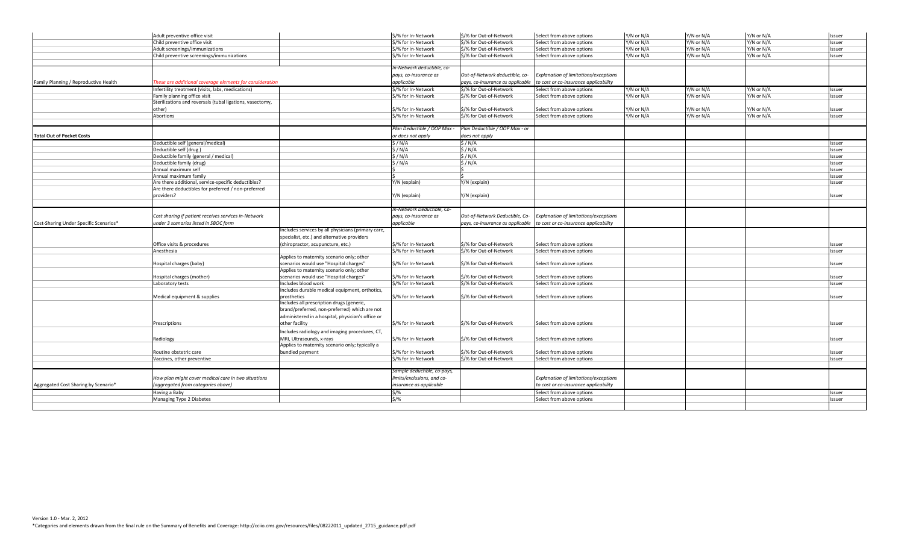| | | | | | | | | | |
|---|---|---|---|---|---|---|---|---|---|
| | Adult preventive office visit | | $/% for In-Network | $/% for Out-of-Network | Select from above options | Y/N or N/A | Y/N or N/A | Y/N or N/A | Issuer |
| | Child preventive office visit | | $/% for In-Network | $/% for Out-of-Network | Select from above options | Y/N or N/A | Y/N or N/A | Y/N or N/A | Issuer |
| | Adult screenings/immunizations | | $/% for In-Network | $/% for Out-of-Network | Select from above options | Y/N or N/A | Y/N or N/A | Y/N or N/A | Issuer |
| | Child preventive screenings/immunizations | | $/% for In-Network | $/% for Out-of-Network | Select from above options | Y/N or N/A | Y/N or N/A | Y/N or N/A | Issuer |
| | | | | | | | | | |
| Family Planning / Reproductive Health | *These are additional coverage elements for consideration* | | *In-Network deductible, co-pays, co-insurance as applicable* | *Out-of-Network deductible, co-pays, co-insurance as applicable* | *Explanation of limitations/exceptions to cost or co-insurance applicability* | | | | |
| | Infertility treatment (visits, labs, medications) | | $/% for In-Network | $/% for Out-of-Network | Select from above options | Y/N or N/A | Y/N or N/A | Y/N or N/A | Issuer |
| | Family planning office visit | | $/% for In-Network | $/% for Out-of-Network | Select from above options | Y/N or N/A | Y/N or N/A | Y/N or N/A | Issuer |
| | Sterilizations and reversals (tubal ligations, vasectomy, other) | | $/% for In-Network | $/% for Out-of-Network | Select from above options | Y/N or N/A | Y/N or N/A | Y/N or N/A | Issuer |
| | Abortions | | $/% for In-Network | $/% for Out-of-Network | Select from above options | Y/N or N/A | Y/N or N/A | Y/N or N/A | Issuer |
| | | | | | | | | | |
| **Total Out of Pocket Costs** | | | *Plan Deductible / OOP Max - or does not apply* | *Plan Deductible / OOP Max - or does not apply* | | | | | |
| | Deductible self (general/medical) | | $ / N/A | $ / N/A | | | | | Issuer |
| | Deductible self (drug ) | | $ / N/A | $ / N/A | | | | | Issuer |
| | Deductible family (general / medical) | | $ / N/A | $ / N/A | | | | | Issuer |
| | Deductible family (drug) | | $ / N/A | $ / N/A | | | | | Issuer |
| | Annual maximum self | | $ | $ | | | | | Issuer |
| | Annual maximum family | | $ | $ | | | | | Issuer |
| | Are there additional, service-specific deductibles? | | Y/N (explain) | Y/N (explain) | | | | | Issuer |
| | Are there deductibles for preferred / non-preferred providers? | | Y/N (explain) | Y/N (explain) | | | | | Issuer |
| | | | | | | | | | |
| Cost-Sharing Under Specific Scenarios* | *Cost sharing if patient receives services in-Network under 3 scenarios listed in SBOC form* | | *In-Network Deductible, Co-pays, co-insurance as applicable* | *Out-of-Network Deductible, Co-pays, co-insurance as applicable* | *Explanation of limitations/exceptions to cost or co-insurance applicability* | | | | |
| | Office visits & procedures | Includes services by all physicians (primary care, specialist, etc.) and alternative providers (chiropractor, acupuncture, etc.) | $/% for In-Network | $/% for Out-of-Network | Select from above options | | | | Issuer |
| | Anesthesia | | $/% for In-Network | $/% for Out-of-Network | Select from above options | | | | Issuer |
| | Hospital charges (baby) | Applies to maternity scenario only; other scenarios would use "Hospital charges" | $/% for In-Network | $/% for Out-of-Network | Select from above options | | | | Issuer |
| | Hospital charges (mother) | Applies to maternity scenario only; other scenarios would use "Hospital charges" | $/% for In-Network | $/% for Out-of-Network | Select from above options | | | | Issuer |
| | Laboratory tests | Includes blood work | $/% for In-Network | $/% for Out-of-Network | Select from above options | | | | Issuer |
| | Medical equipment & supplies | Includes durable medical equipment, orthotics, prosthetics | $/% for In-Network | $/% for Out-of-Network | Select from above options | | | | Issuer |
| | Prescriptions | Includes all prescription drugs (generic, brand/preferred, non-preferred) which are not administered in a hospital, physician's office or other facility | $/% for In-Network | $/% for Out-of-Network | Select from above options | | | | Issuer |
| | Radiology | Includes radiology and imaging procedures, CT, MRI, Ultrasounds, x-rays | $/% for In-Network | $/% for Out-of-Network | Select from above options | | | | Issuer |
| | Routine obstetric care | Applies to maternity scenario only; typically a bundled payment | $/% for In-Network | $/% for Out-of-Network | Select from above options | | | | Issuer |
| | Vaccines, other preventive | | $/% for In-Network | $/% for Out-of-Network | Select from above options | | | | Issuer |
| | | | | | | | | | |
| Aggregated Cost Sharing by Scenario* | *How plan might cover medical care in two situations (aggregated from categories above)* | | *Sample deductible, co-pays, limits/exclusions, and co-insurance as applicable* | | *Explanation of limitations/exceptions to cost or co-insurance applicability* | | | | |
| | Having a Baby | | $/% | | Select from above options | | | | Issuer |
| | Managing Type 2 Diabetes | | $/% | | Select from above options | | | | Issuer |

Version 1.0 - Mar. 2, 2012

*Categories and elements drawn from the final rule on the Summary of Benefits and Coverage: http://cciio.cms.gov/resources/files/08222011_updated_2715_guidance.pdf.pdf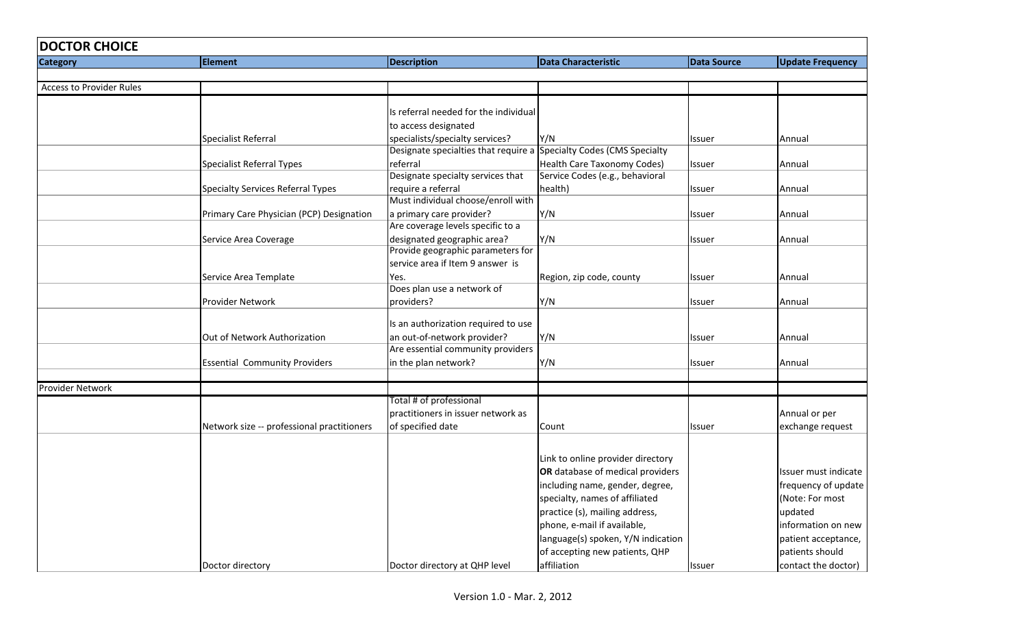## DOCTOR CHOICE

| Category | Element | Description | Data Characteristic | Data Source | Update Frequency |
|---|---|---|---|---|---|
| Access to Provider Rules | | | | | |
| | Specialist Referral | Is referral needed for the individual to access designated specialists/specialty services? | Y/N | Issuer | Annual |
| | Specialist Referral Types | Designate specialties that require a referral | Specialty Codes (CMS Specialty Health Care Taxonomy Codes) | Issuer | Annual |
| | Specialty Services Referral Types | Designate specialty services that require a referral | Service Codes (e.g., behavioral health) | Issuer | Annual |
| | Primary Care Physician (PCP) Designation | Must individual choose/enroll with a primary care provider? | Y/N | Issuer | Annual |
| | Service Area Coverage | Are coverage levels specific to a designated geographic area? | Y/N | Issuer | Annual |
| | Service Area Template | Provide geographic parameters for service area if Item 9 answer is Yes. | Region, zip code, county | Issuer | Annual |
| | Provider Network | Does plan use a network of providers? | Y/N | Issuer | Annual |
| | Out of Network Authorization | Is an authorization required to use an out-of-network provider? | Y/N | Issuer | Annual |
| | Essential Community Providers | Are essential community providers in the plan network? | Y/N | Issuer | Annual |
| Provider Network | | | | | |
| | Network size -- professional practitioners | Total # of professional practitioners in issuer network as of specified date | Count | Issuer | Annual or per exchange request |
| | Doctor directory | Doctor directory at QHP level | Link to online provider directory **OR** database of medical providers including name, gender, degree, specialty, names of affiliated practice (s), mailing address, phone, e-mail if available, language(s) spoken, Y/N indication of accepting new patients, QHP affiliation | Issuer | Issuer must indicate frequency of update (Note: For most updated information on new patient acceptance, patients should contact the doctor) |

Version 1.0 - Mar. 2, 2012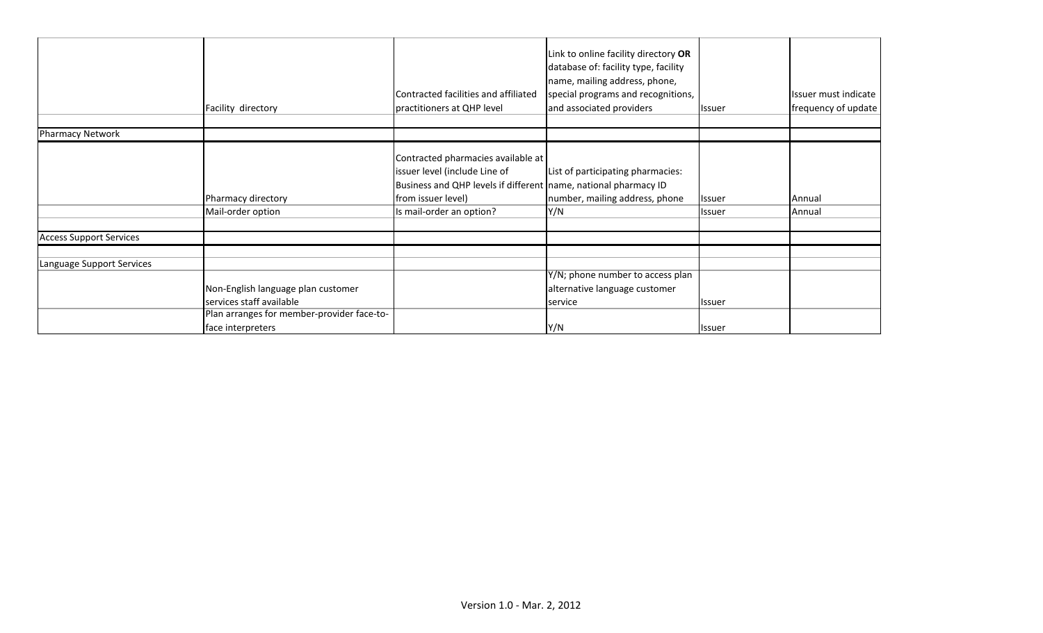| | | | | | |
|---|---|---|---|---|---|
| | Facility directory | Contracted facilities and affiliated practitioners at QHP level | Link to online facility directory **OR** database of: facility type, facility name, mailing address, phone, special programs and recognitions, and associated providers | Issuer | Issuer must indicate frequency of update |
| | | | | | |
| Pharmacy Network | | | | | |
| | Pharmacy directory | Contracted pharmacies available at issuer level (include Line of Business and QHP levels if different from issuer level) | List of participating pharmacies: name, national pharmacy ID number, mailing address, phone | Issuer | Annual |
| | Mail-order option | Is mail-order an option? | Y/N | Issuer | Annual |
| | | | | | |
| Access Support Services | | | | | |
| | | | | | |
| Language Support Services | | | | | |
| | Non-English language plan customer services staff available | | Y/N; phone number to access plan alternative language customer service | Issuer | |
| | Plan arranges for member-provider face-to-face interpreters | | Y/N | Issuer | |

Version 1.0 - Mar. 2, 2012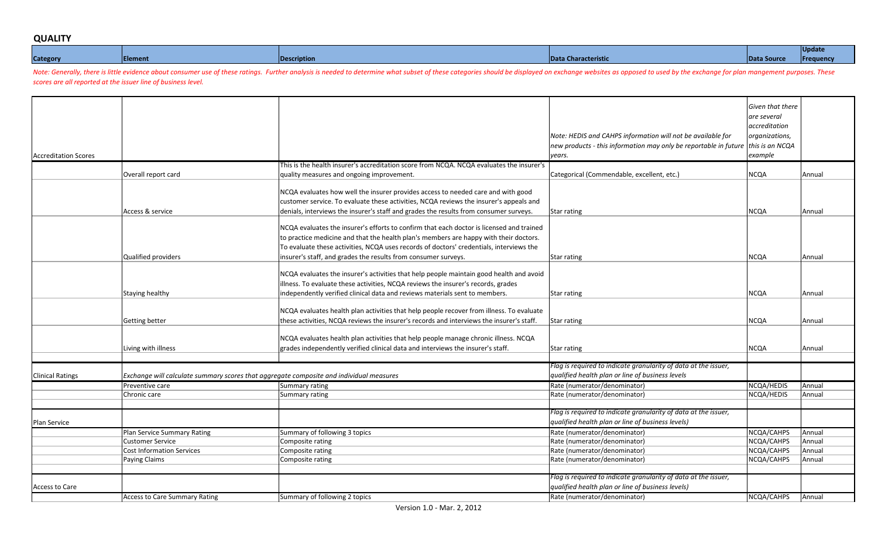## QUALITY

| Category | Element | Description | Data Characteristic | Data Source | Update Frequency |
|---|---|---|---|---|---|

*Note: Generally, there is little evidence about consumer use of these ratings. Further analysis is needed to determine what subset of these categories should be displayed on exchange websites as opposed to used by the exchange for plan mangement purposes. These scores are all reported at the issuer line of business level.*

| Category | Element | Description | Data Characteristic | Data Source | Update Frequency |
|---|---|---|---|---|---|
| Accreditation Scores | | | *Note: HEDIS and CAHPS information will not be available for new products - this information may only be reportable in future years.* | *Given that there are several accreditation organizations, this is an NCQA example* | |
| | Overall report card | This is the health insurer's accreditation score from NCQA. NCQA evaluates the insurer's quality measures and ongoing improvement. | Categorical (Commendable, excellent, etc.) | NCQA | Annual |
| | Access & service | NCQA evaluates how well the insurer provides access to needed care and with good customer service. To evaluate these activities, NCQA reviews the insurer's appeals and denials, interviews the insurer's staff and grades the results from consumer surveys. | Star rating | NCQA | Annual |
| | Qualified providers | NCQA evaluates the insurer's efforts to confirm that each doctor is licensed and trained to practice medicine and that the health plan's members are happy with their doctors. To evaluate these activities, NCQA uses records of doctors' credentials, interviews the insurer's staff, and grades the results from consumer surveys. | Star rating | NCQA | Annual |
| | Staying healthy | NCQA evaluates the insurer's activities that help people maintain good health and avoid illness. To evaluate these activities, NCQA reviews the insurer's records, grades independently verified clinical data and reviews materials sent to members. | Star rating | NCQA | Annual |
| | Getting better | NCQA evaluates health plan activities that help people recover from illness. To evaluate these activities, NCQA reviews the insurer's records and interviews the insurer's staff. | Star rating | NCQA | Annual |
| | Living with illness | NCQA evaluates health plan activities that help people manage chronic illness. NCQA grades independently verified clinical data and interviews the insurer's staff. | Star rating | NCQA | Annual |
| | | | | | |
| Clinical Ratings | *Exchange will calculate summary scores that aggregate composite and individual measures* | | *Flag is required to indicate granularity of data at the issuer, qualified health plan or line of business levels* | | |
| | Preventive care | Summary rating | Rate (numerator/denominator) | NCQA/HEDIS | Annual |
| | Chronic care | Summary rating | Rate (numerator/denominator) | NCQA/HEDIS | Annual |
| | | | | | |
| Plan Service | | | *Flag is required to indicate granularity of data at the issuer, qualified health plan or line of business levels)* | | |
| | Plan Service Summary Rating | Summary of following 3 topics | Rate (numerator/denominator) | NCQA/CAHPS | Annual |
| | Customer Service | Composite rating | Rate (numerator/denominator) | NCQA/CAHPS | Annual |
| | Cost Information Services | Composite rating | Rate (numerator/denominator) | NCQA/CAHPS | Annual |
| | Paying Claims | Composite rating | Rate (numerator/denominator) | NCQA/CAHPS | Annual |
| | | | | | |
| Access to Care | | | *Flag is required to indicate granularity of data at the issuer, qualified health plan or line of business levels)* | | |
| | Access to Care Summary Rating | Summary of following 2 topics | Rate (numerator/denominator) | NCQA/CAHPS | Annual |

Version 1.0 - Mar. 2, 2012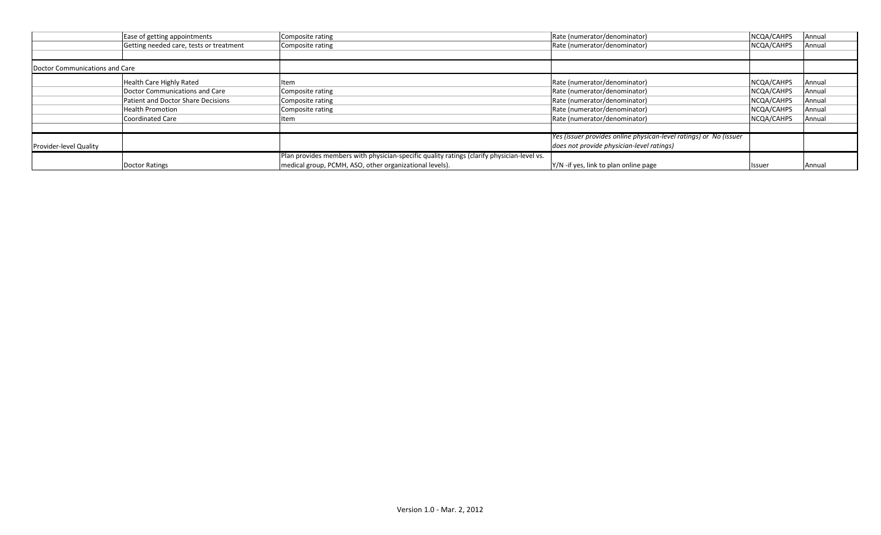| | | | | | |
|---|---|---|---|---|---|
| | Ease of getting appointments | Composite rating | Rate (numerator/denominator) | NCQA/CAHPS | Annual |
| | Getting needed care, tests or treatment | Composite rating | Rate (numerator/denominator) | NCQA/CAHPS | Annual |
| | | | | | |
| Doctor Communications and Care | | | | | |
| | Health Care Highly Rated | Item | Rate (numerator/denominator) | NCQA/CAHPS | Annual |
| | Doctor Communications and Care | Composite rating | Rate (numerator/denominator) | NCQA/CAHPS | Annual |
| | Patient and Doctor Share Decisions | Composite rating | Rate (numerator/denominator) | NCQA/CAHPS | Annual |
| | Health Promotion | Composite rating | Rate (numerator/denominator) | NCQA/CAHPS | Annual |
| | Coordinated Care | Item | Rate (numerator/denominator) | NCQA/CAHPS | Annual |
| | | | | | |
| Provider-level Quality | | | *Yes (issuer provides online physican-level ratings) or No (issuer does not provide physician-level ratings)* | | |
| | Doctor Ratings | Plan provides members with physician-specific quality ratings (clarify physician-level vs. medical group, PCMH, ASO, other organizational levels). | Y/N -if yes, link to plan online page | Issuer | Annual |

Version 1.0 - Mar. 2, 2012